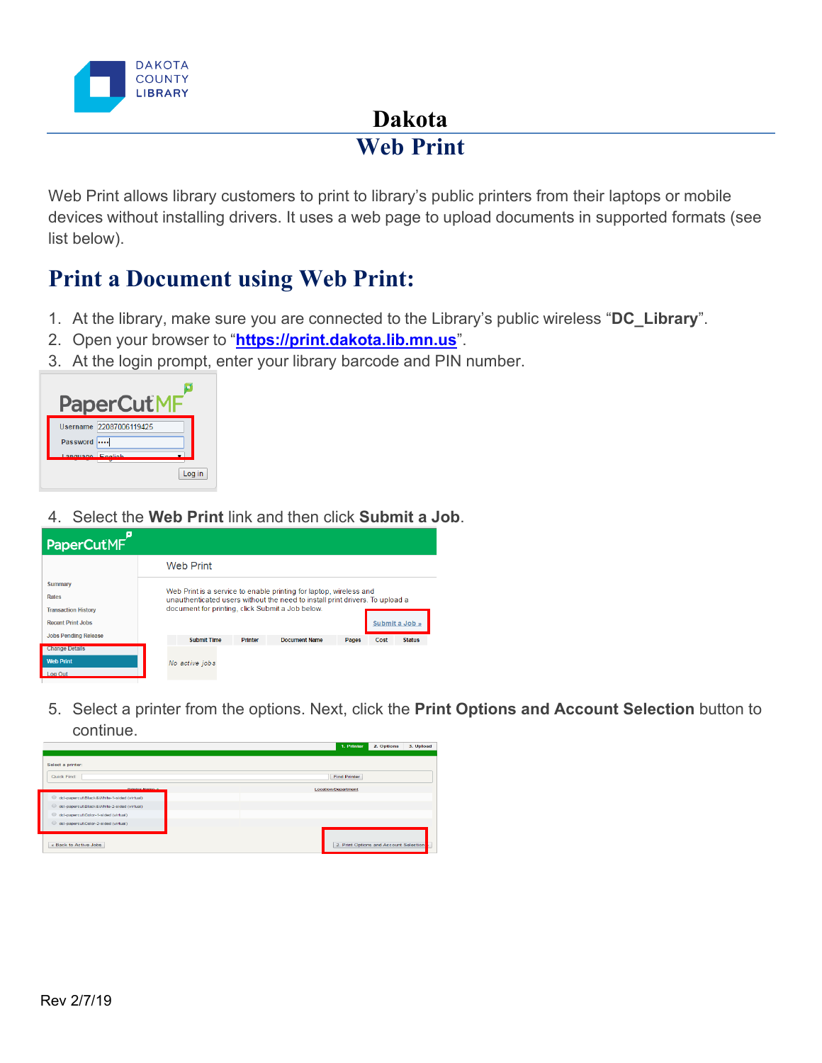# Dakota Web Print

Web Print allows library customers to print to library's public printers from their laptops or mobile devices without installing drivers. It uses a web page to upload documents in supported formats (see list below).

## Print a Document using Web Print:

1. At the library, make sure you are connected to the Library's public wireless "**DC_Library**".
2. Open your browser to "**https://print.dakota.lib.mn.us**".
3. At the login prompt, enter your library barcode and PIN number.
4. Select the **Web Print** link and then click **Submit a Job**.
5. Select a printer from the options. Next, click the **Print Options and Account Selection** button to continue.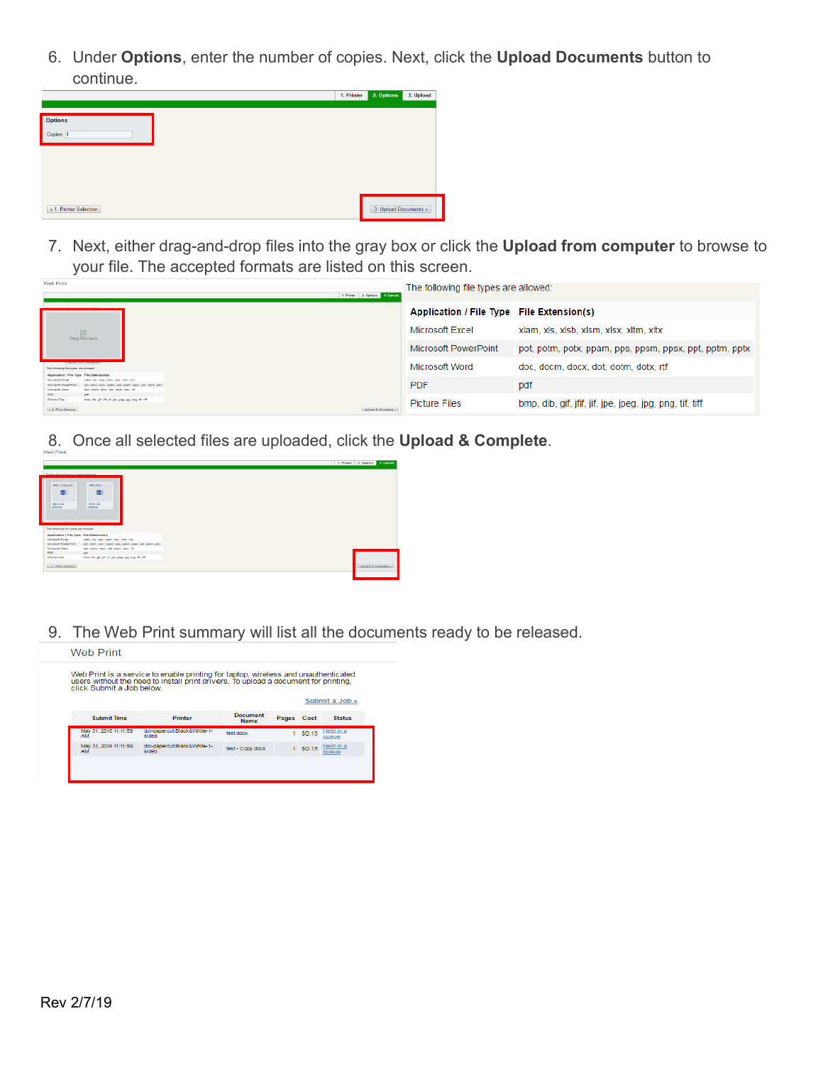6. Under **Options**, enter the number of copies. Next, click the **Upload Documents** button to continue.

7. Next, either drag-and-drop files into the gray box or click the **Upload from computer** to browse to your file. The accepted formats are listed on this screen.

The following file types are allowed:

| Application / File Type | File Extension(s) |
|---|---|
| Microsoft Excel | xlam, xls, xlsb, xlsm, xlsx, xltm, xltx |
| Microsoft PowerPoint | pot, potm, potx, ppam, pps, ppsm, ppsx, ppt, pptm, pptx |
| Microsoft Word | doc, docm, docx, dot, dotm, dotx, rtf |
| PDF | pdf |
| Picture Files | bmp, dib, gif, jfif, jif, jpe, jpeg, jpg, png, tif, tiff |

8. Once all selected files are uploaded, click the **Upload & Complete**.

9. The Web Print summary will list all the documents ready to be released.

Rev 2/7/19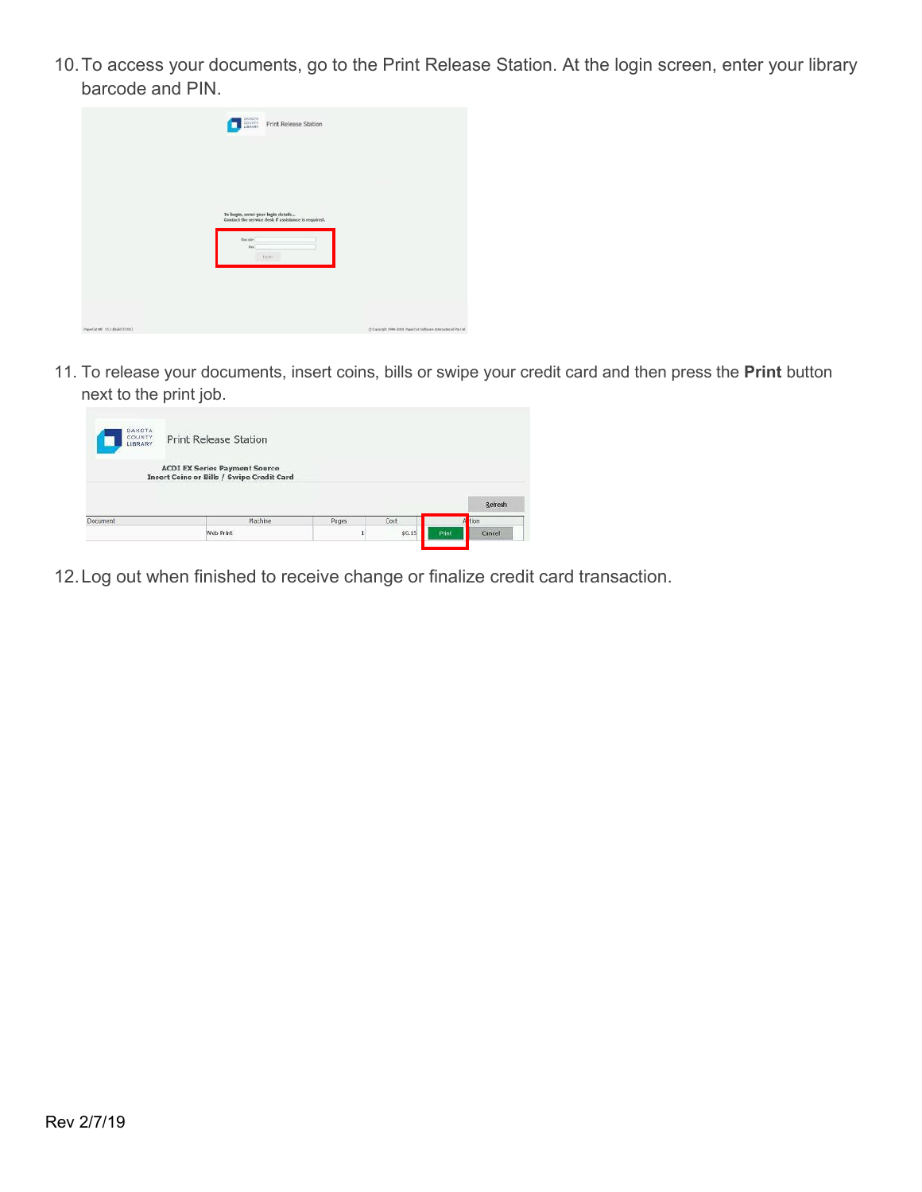10. To access your documents, go to the Print Release Station. At the login screen, enter your library barcode and PIN.

11. To release your documents, insert coins, bills or swipe your credit card and then press the **Print** button next to the print job.

12. Log out when finished to receive change or finalize credit card transaction.

Rev 2/7/19